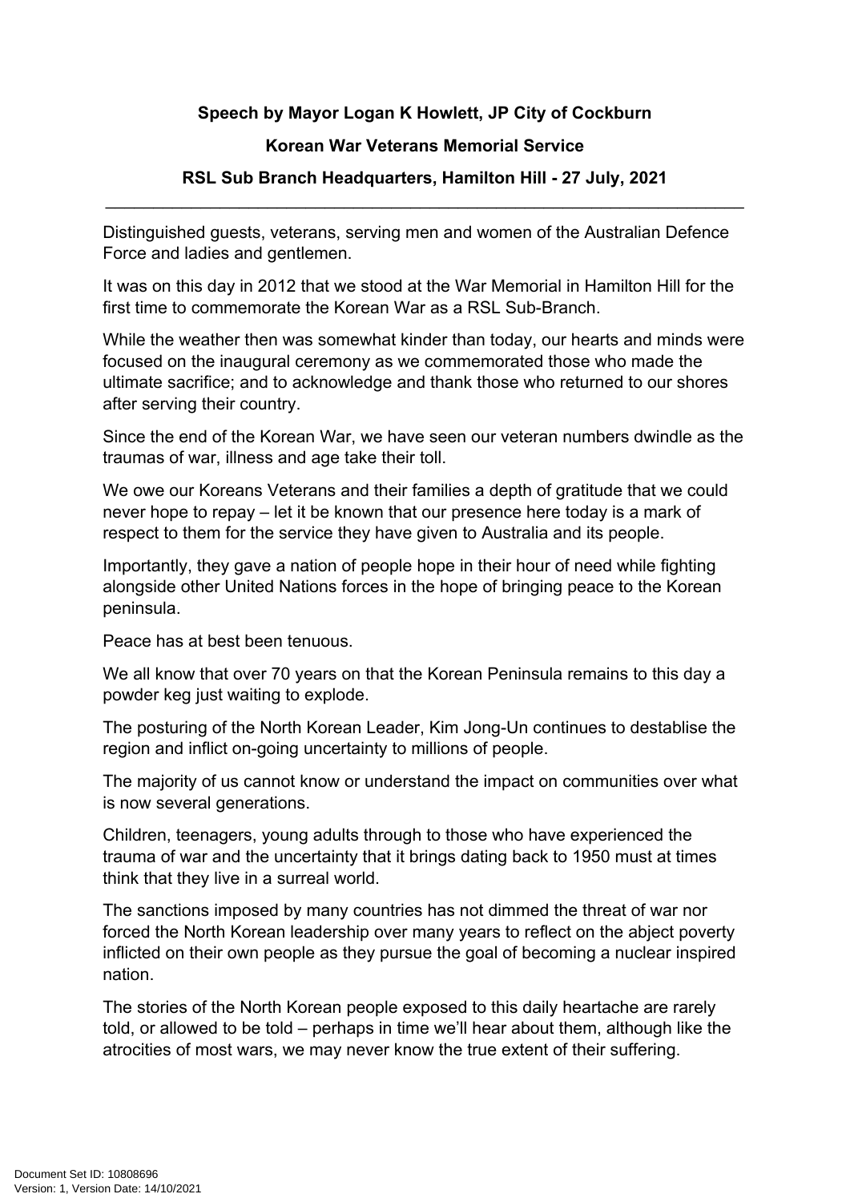**Speech by Mayor Logan K Howlett, JP City of Cockburn**

**Korean War Veterans Memorial Service**

**RSL Sub Branch Headquarters, Hamilton Hill - 27 July, 2021**

---

Distinguished guests, veterans, serving men and women of the Australian Defence Force and ladies and gentlemen.

It was on this day in 2012 that we stood at the War Memorial in Hamilton Hill for the first time to commemorate the Korean War as a RSL Sub-Branch.

While the weather then was somewhat kinder than today, our hearts and minds were focused on the inaugural ceremony as we commemorated those who made the ultimate sacrifice; and to acknowledge and thank those who returned to our shores after serving their country.

Since the end of the Korean War, we have seen our veteran numbers dwindle as the traumas of war, illness and age take their toll.

We owe our Koreans Veterans and their families a depth of gratitude that we could never hope to repay – let it be known that our presence here today is a mark of respect to them for the service they have given to Australia and its people.

Importantly, they gave a nation of people hope in their hour of need while fighting alongside other United Nations forces in the hope of bringing peace to the Korean peninsula.

Peace has at best been tenuous.

We all know that over 70 years on that the Korean Peninsula remains to this day a powder keg just waiting to explode.

The posturing of the North Korean Leader, Kim Jong-Un continues to destablise the region and inflict on-going uncertainty to millions of people.

The majority of us cannot know or understand the impact on communities over what is now several generations.

Children, teenagers, young adults through to those who have experienced the trauma of war and the uncertainty that it brings dating back to 1950 must at times think that they live in a surreal world.

The sanctions imposed by many countries has not dimmed the threat of war nor forced the North Korean leadership over many years to reflect on the abject poverty inflicted on their own people as they pursue the goal of becoming a nuclear inspired nation.

The stories of the North Korean people exposed to this daily heartache are rarely told, or allowed to be told – perhaps in time we'll hear about them, although like the atrocities of most wars, we may never know the true extent of their suffering.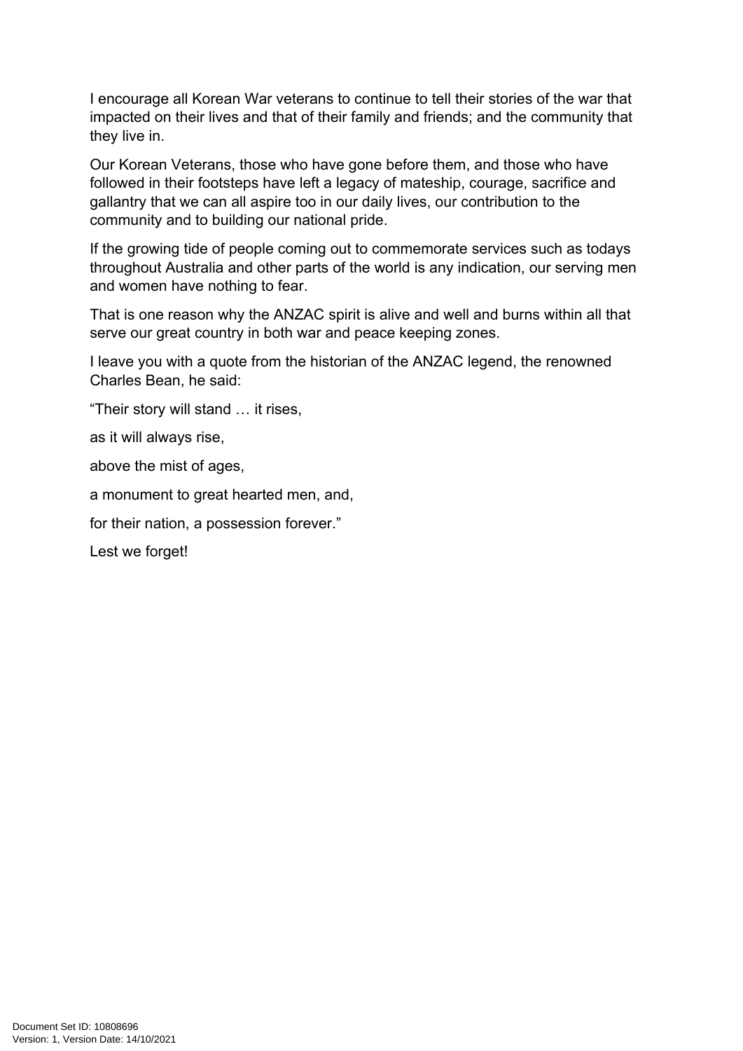I encourage all Korean War veterans to continue to tell their stories of the war that impacted on their lives and that of their family and friends; and the community that they live in.

Our Korean Veterans, those who have gone before them, and those who have followed in their footsteps have left a legacy of mateship, courage, sacrifice and gallantry that we can all aspire too in our daily lives, our contribution to the community and to building our national pride.

If the growing tide of people coming out to commemorate services such as todays throughout Australia and other parts of the world is any indication, our serving men and women have nothing to fear.

That is one reason why the ANZAC spirit is alive and well and burns within all that serve our great country in both war and peace keeping zones.

I leave you with a quote from the historian of the ANZAC legend, the renowned Charles Bean, he said:

“Their story will stand … it rises,

as it will always rise,

above the mist of ages,

a monument to great hearted men, and,

for their nation, a possession forever.”

Lest we forget!